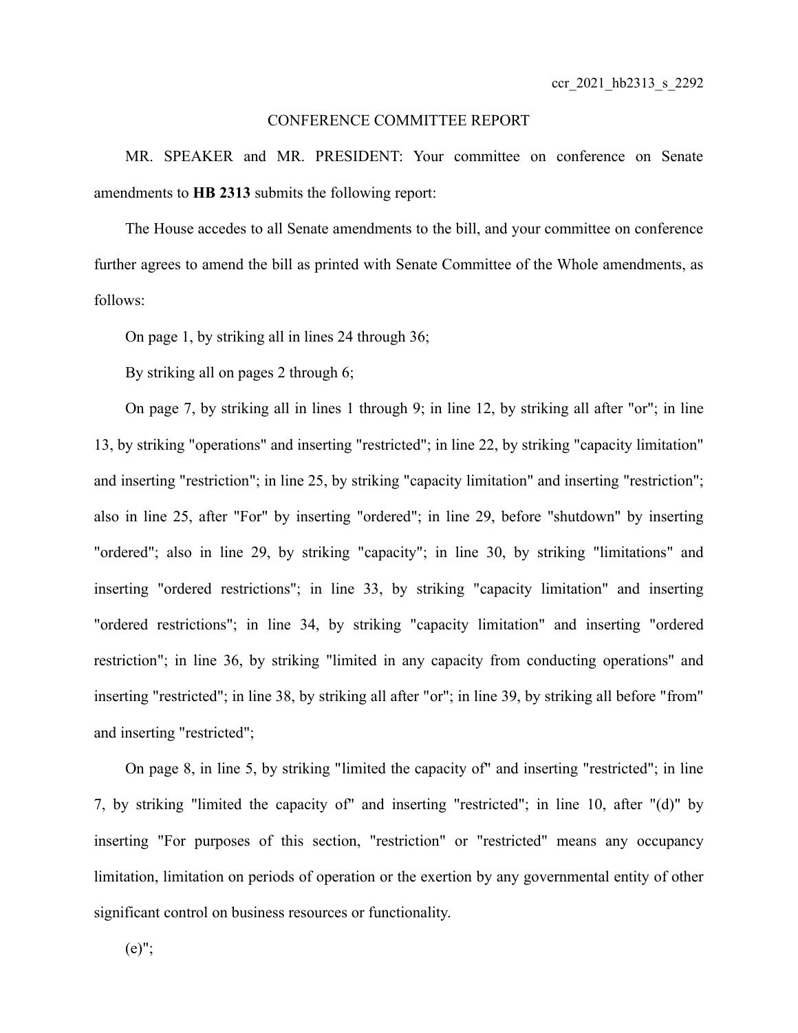ccr_2021_hb2313_s_2292

CONFERENCE COMMITTEE REPORT

MR. SPEAKER and MR. PRESIDENT: Your committee on conference on Senate amendments to **HB 2313** submits the following report:

The House accedes to all Senate amendments to the bill, and your committee on conference further agrees to amend the bill as printed with Senate Committee of the Whole amendments, as follows:

On page 1, by striking all in lines 24 through 36;

By striking all on pages 2 through 6;

On page 7, by striking all in lines 1 through 9; in line 12, by striking all after "or"; in line 13, by striking "operations" and inserting "restricted"; in line 22, by striking "capacity limitation" and inserting "restriction"; in line 25, by striking "capacity limitation" and inserting "restriction"; also in line 25, after "For" by inserting "ordered"; in line 29, before "shutdown" by inserting "ordered"; also in line 29, by striking "capacity"; in line 30, by striking "limitations" and inserting "ordered restrictions"; in line 33, by striking "capacity limitation" and inserting "ordered restrictions"; in line 34, by striking "capacity limitation" and inserting "ordered restriction"; in line 36, by striking "limited in any capacity from conducting operations" and inserting "restricted"; in line 38, by striking all after "or"; in line 39, by striking all before "from" and inserting "restricted";

On page 8, in line 5, by striking "limited the capacity of" and inserting "restricted"; in line 7, by striking "limited the capacity of" and inserting "restricted"; in line 10, after "(d)" by inserting "For purposes of this section, "restriction" or "restricted" means any occupancy limitation, limitation on periods of operation or the exertion by any governmental entity of other significant control on business resources or functionality.

(e)";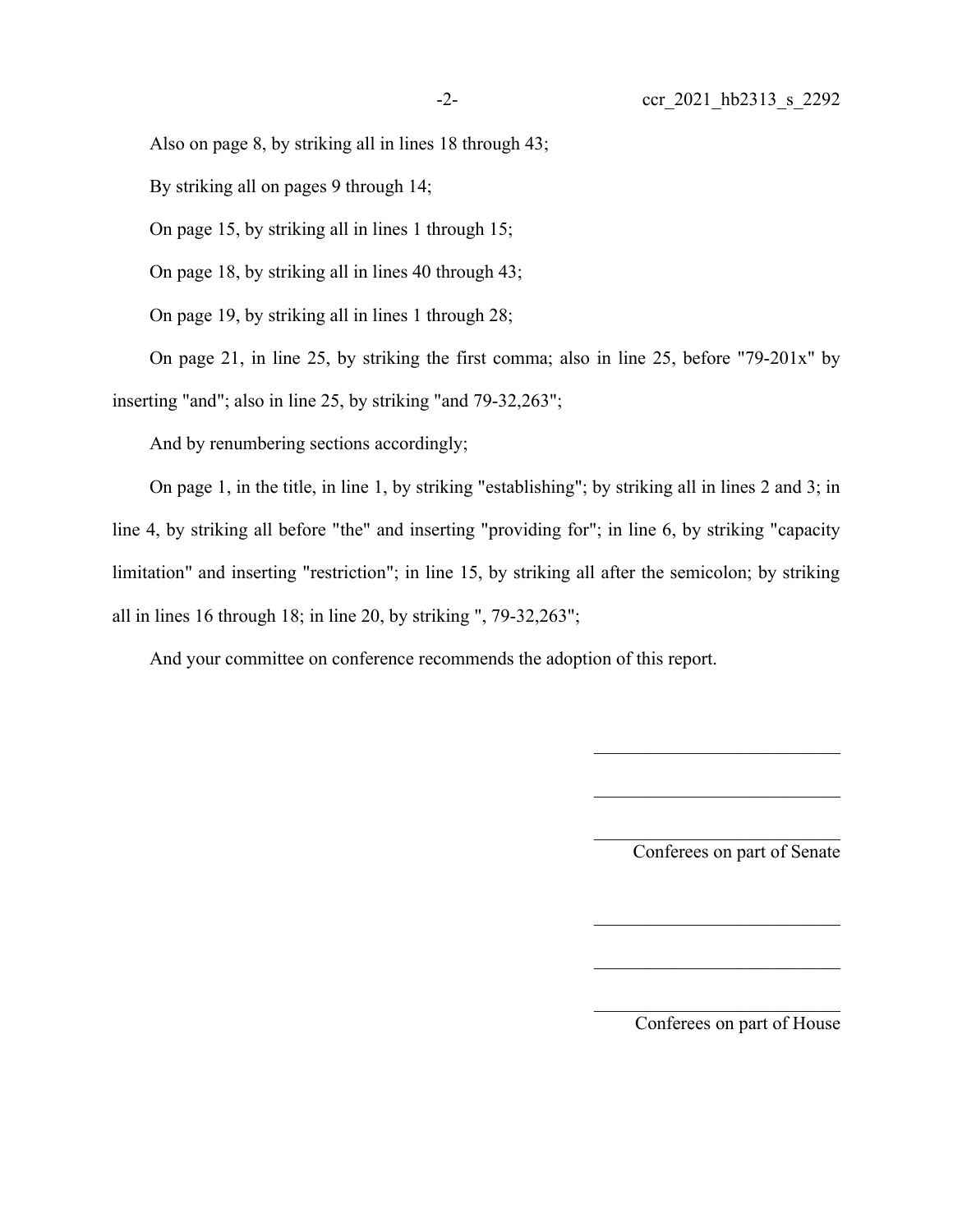Also on page 8, by striking all in lines 18 through 43;

By striking all on pages 9 through 14;

On page 15, by striking all in lines 1 through 15;

On page 18, by striking all in lines 40 through 43;

On page 19, by striking all in lines 1 through 28;

On page 21, in line 25, by striking the first comma; also in line 25, before "79-201x" by inserting "and"; also in line 25, by striking "and 79-32,263";

And by renumbering sections accordingly;

On page 1, in the title, in line 1, by striking "establishing"; by striking all in lines 2 and 3; in line 4, by striking all before "the" and inserting "providing for"; in line 6, by striking "capacity limitation" and inserting "restriction"; in line 15, by striking all after the semicolon; by striking all in lines 16 through 18; in line 20, by striking ", 79-32,263";

And your committee on conference recommends the adoption of this report.

\_\_\_\_\_\_\_\_\_\_\_\_\_\_\_\_\_\_\_\_\_\_\_\_\_\_

\_\_\_\_\_\_\_\_\_\_\_\_\_\_\_\_\_\_\_\_\_\_\_\_\_\_

\_\_\_\_\_\_\_\_\_\_\_\_\_\_\_\_\_\_\_\_\_\_\_\_\_\_

Conferees on part of Senate

\_\_\_\_\_\_\_\_\_\_\_\_\_\_\_\_\_\_\_\_\_\_\_\_\_\_

\_\_\_\_\_\_\_\_\_\_\_\_\_\_\_\_\_\_\_\_\_\_\_\_\_\_

\_\_\_\_\_\_\_\_\_\_\_\_\_\_\_\_\_\_\_\_\_\_\_\_\_\_

Conferees on part of House